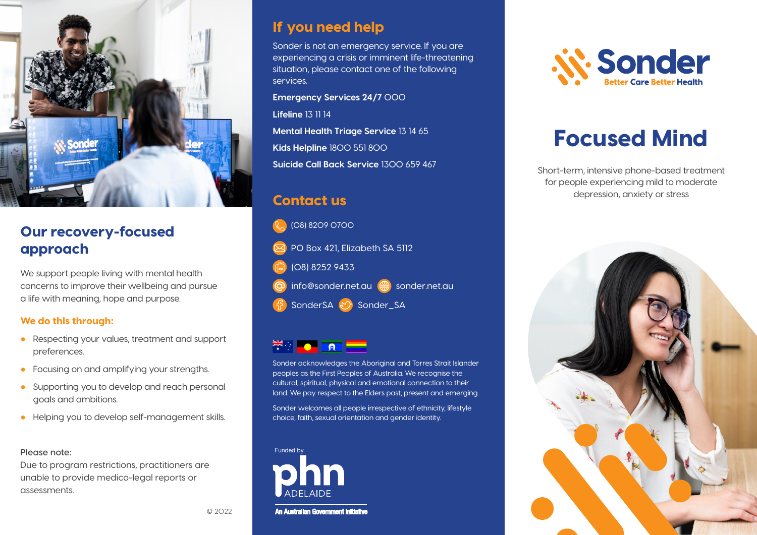# Sonder

Better Care Better Health

# Focused Mind

Short-term, intensive phone-based treatment for people experiencing mild to moderate depression, anxiety or stress

## Our recovery-focused approach

We support people living with mental health concerns to improve their wellbeing and pursue a life with meaning, hope and purpose.

### We do this through:

- Respecting your values, treatment and support preferences.
- Focusing on and amplifying your strengths.
- Supporting you to develop and reach personal goals and ambitions.
- Helping you to develop self-management skills.

**Please note:**
Due to program restrictions, practitioners are unable to provide medico-legal reports or assessments.

© 2022

## If you need help

Sonder is not an emergency service. If you are experiencing a crisis or imminent life-threatening situation, please contact one of the following services.

**Emergency Services 24/7** 000

**Lifeline** 13 11 14

**Mental Health Triage Service** 13 14 65

**Kids Helpline** 1800 551 800

**Suicide Call Back Service** 1300 659 467

## Contact us

(08) 8209 0700

PO Box 421, Elizabeth SA 5112

(08) 8252 9433

info@sonder.net.au   sonder.net.au

SonderSA   Sonder_SA

Sonder acknowledges the Aboriginal and Torres Strait Islander peoples as the First Peoples of Australia. We recognise the cultural, spiritual, physical and emotional connection to their land. We pay respect to the Elders past, present and emerging.

Sonder welcomes all people irrespective of ethnicity, lifestyle choice, faith, sexual orientation and gender identity.

Funded by

phn ADELAIDE

An Australian Government Initiative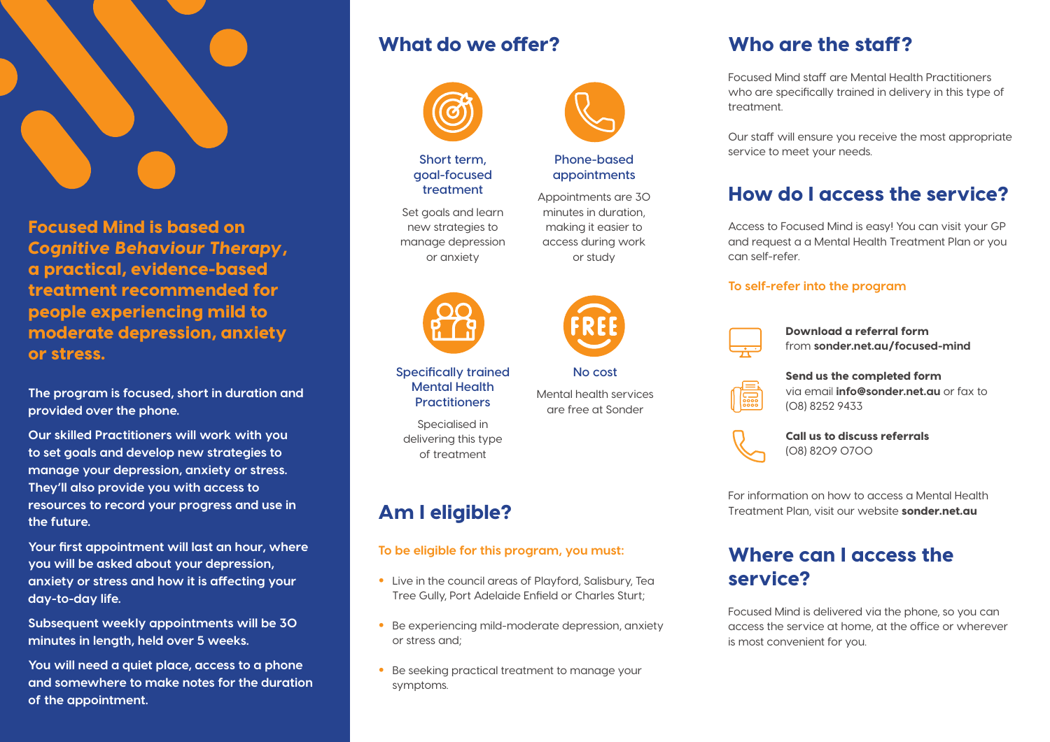**Focused Mind is based on *Cognitive Behaviour Therapy*, a practical, evidence-based treatment recommended for people experiencing mild to moderate depression, anxiety or stress.**

**The program is focused, short in duration and provided over the phone.**

**Our skilled Practitioners will work with you to set goals and develop new strategies to manage your depression, anxiety or stress. They'll also provide you with access to resources to record your progress and use in the future.**

**Your first appointment will last an hour, where you will be asked about your depression, anxiety or stress and how it is affecting your day-to-day life.**

**Subsequent weekly appointments will be 30 minutes in length, held over 5 weeks.**

**You will need a quiet place, access to a phone and somewhere to make notes for the duration of the appointment.**

## What do we offer?

### Short term, goal-focused treatment

Set goals and learn new strategies to manage depression or anxiety

### Phone-based appointments

Appointments are 30 minutes in duration, making it easier to access during work or study

### Specifically trained Mental Health Practitioners

Specialised in delivering this type of treatment

### No cost

Mental health services are free at Sonder

## Am I eligible?

**To be eligible for this program, you must:**

- Live in the council areas of Playford, Salisbury, Tea Tree Gully, Port Adelaide Enfield or Charles Sturt;
- Be experiencing mild-moderate depression, anxiety or stress and;
- Be seeking practical treatment to manage your symptoms.

## Who are the staff?

Focused Mind staff are Mental Health Practitioners who are specifically trained in delivery in this type of treatment.

Our staff will ensure you receive the most appropriate service to meet your needs.

## How do I access the service?

Access to Focused Mind is easy! You can visit your GP and request a a Mental Health Treatment Plan or you can self-refer.

**To self-refer into the program**

**Download a referral form** from **sonder.net.au/focused-mind**

**Send us the completed form** via email **info@sonder.net.au** or fax to (08) 8252 9433

**Call us to discuss referrals** (08) 8209 0700

For information on how to access a Mental Health Treatment Plan, visit our website **sonder.net.au**

## Where can I access the service?

Focused Mind is delivered via the phone, so you can access the service at home, at the office or wherever is most convenient for you.